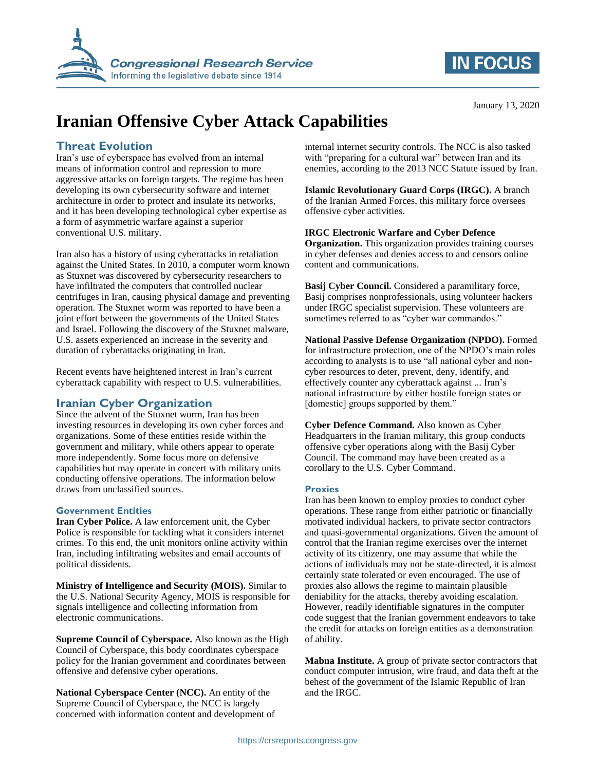# Iranian Offensive Cyber Attack Capabilities

January 13, 2020

## Threat Evolution

Iran's use of cyberspace has evolved from an internal means of information control and repression to more aggressive attacks on foreign targets. The regime has been developing its own cybersecurity software and internet architecture in order to protect and insulate its networks, and it has been developing technological cyber expertise as a form of asymmetric warfare against a superior conventional U.S. military.

Iran also has a history of using cyberattacks in retaliation against the United States. In 2010, a computer worm known as Stuxnet was discovered by cybersecurity researchers to have infiltrated the computers that controlled nuclear centrifuges in Iran, causing physical damage and preventing operation. The Stuxnet worm was reported to have been a joint effort between the governments of the United States and Israel. Following the discovery of the Stuxnet malware, U.S. assets experienced an increase in the severity and duration of cyberattacks originating in Iran.

Recent events have heightened interest in Iran's current cyberattack capability with respect to U.S. vulnerabilities.

## Iranian Cyber Organization

Since the advent of the Stuxnet worm, Iran has been investing resources in developing its own cyber forces and organizations. Some of these entities reside within the government and military, while others appear to operate more independently. Some focus more on defensive capabilities but may operate in concert with military units conducting offensive operations. The information below draws from unclassified sources.

### Government Entities

**Iran Cyber Police.** A law enforcement unit, the Cyber Police is responsible for tackling what it considers internet crimes. To this end, the unit monitors online activity within Iran, including infiltrating websites and email accounts of political dissidents.

**Ministry of Intelligence and Security (MOIS).** Similar to the U.S. National Security Agency, MOIS is responsible for signals intelligence and collecting information from electronic communications.

**Supreme Council of Cyberspace.** Also known as the High Council of Cyberspace, this body coordinates cyberspace policy for the Iranian government and coordinates between offensive and defensive cyber operations.

**National Cyberspace Center (NCC).** An entity of the Supreme Council of Cyberspace, the NCC is largely concerned with information content and development of internal internet security controls. The NCC is also tasked with "preparing for a cultural war" between Iran and its enemies, according to the 2013 NCC Statute issued by Iran.

**Islamic Revolutionary Guard Corps (IRGC).** A branch of the Iranian Armed Forces, this military force oversees offensive cyber activities.

**IRGC Electronic Warfare and Cyber Defence Organization.** This organization provides training courses in cyber defenses and denies access to and censors online content and communications.

**Basij Cyber Council.** Considered a paramilitary force, Basij comprises nonprofessionals, using volunteer hackers under IRGC specialist supervision. These volunteers are sometimes referred to as "cyber war commandos."

**National Passive Defense Organization (NPDO).** Formed for infrastructure protection, one of the NPDO's main roles according to analysts is to use "all national cyber and non-cyber resources to deter, prevent, deny, identify, and effectively counter any cyberattack against ... Iran's national infrastructure by either hostile foreign states or [domestic] groups supported by them."

**Cyber Defence Command.** Also known as Cyber Headquarters in the Iranian military, this group conducts offensive cyber operations along with the Basij Cyber Council. The command may have been created as a corollary to the U.S. Cyber Command.

### Proxies

Iran has been known to employ proxies to conduct cyber operations. These range from either patriotic or financially motivated individual hackers, to private sector contractors and quasi-governmental organizations. Given the amount of control that the Iranian regime exercises over the internet activity of its citizenry, one may assume that while the actions of individuals may not be state-directed, it is almost certainly state tolerated or even encouraged. The use of proxies also allows the regime to maintain plausible deniability for the attacks, thereby avoiding escalation. However, readily identifiable signatures in the computer code suggest that the Iranian government endeavors to take the credit for attacks on foreign entities as a demonstration of ability.

**Mabna Institute.** A group of private sector contractors that conduct computer intrusion, wire fraud, and data theft at the behest of the government of the Islamic Republic of Iran and the IRGC.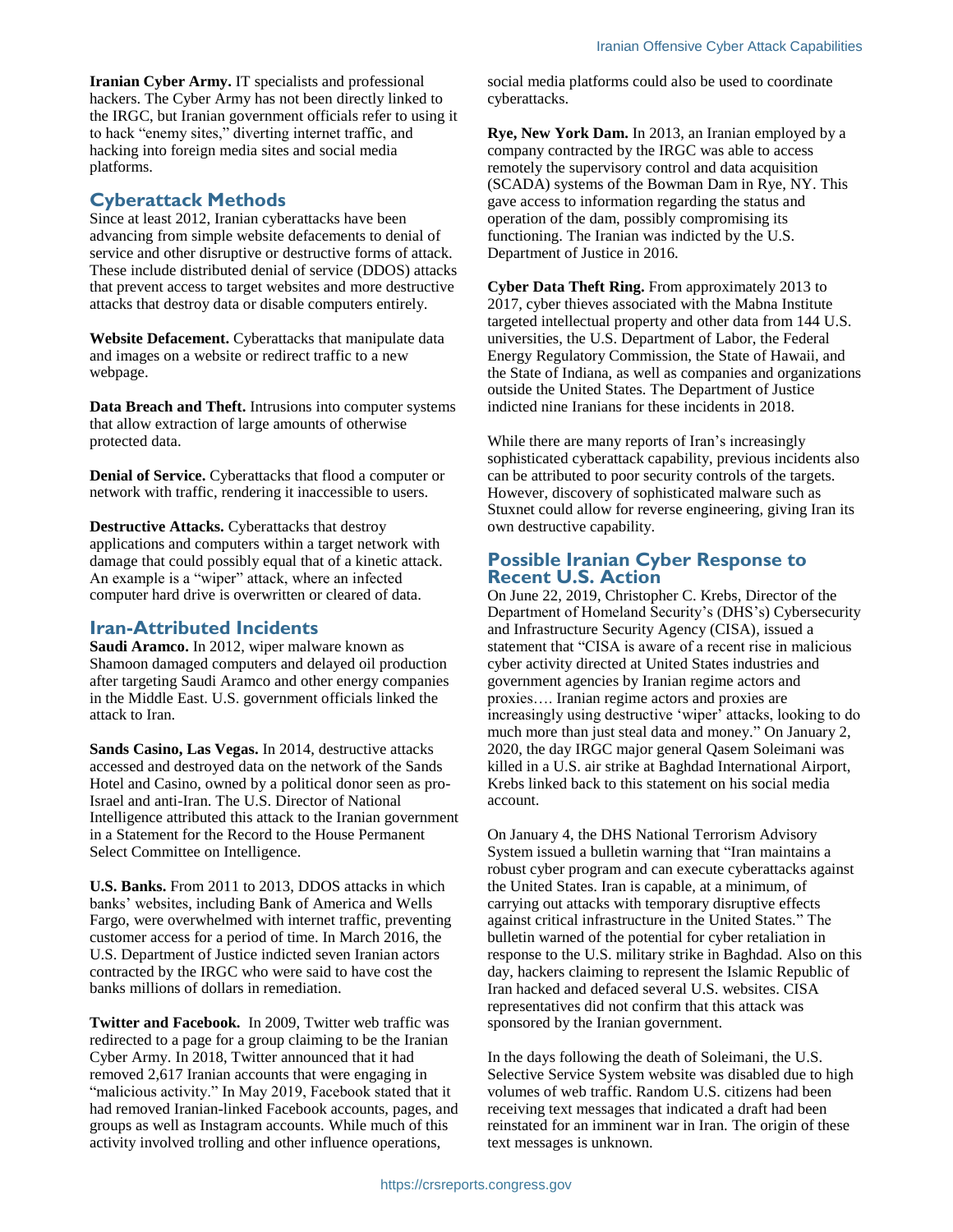**Iranian Cyber Army.** IT specialists and professional hackers. The Cyber Army has not been directly linked to the IRGC, but Iranian government officials refer to using it to hack "enemy sites," diverting internet traffic, and hacking into foreign media sites and social media platforms.

## Cyberattack Methods

Since at least 2012, Iranian cyberattacks have been advancing from simple website defacements to denial of service and other disruptive or destructive forms of attack. These include distributed denial of service (DDOS) attacks that prevent access to target websites and more destructive attacks that destroy data or disable computers entirely.

**Website Defacement.** Cyberattacks that manipulate data and images on a website or redirect traffic to a new webpage.

**Data Breach and Theft.** Intrusions into computer systems that allow extraction of large amounts of otherwise protected data.

**Denial of Service.** Cyberattacks that flood a computer or network with traffic, rendering it inaccessible to users.

**Destructive Attacks.** Cyberattacks that destroy applications and computers within a target network with damage that could possibly equal that of a kinetic attack. An example is a "wiper" attack, where an infected computer hard drive is overwritten or cleared of data.

## Iran-Attributed Incidents

**Saudi Aramco.** In 2012, wiper malware known as Shamoon damaged computers and delayed oil production after targeting Saudi Aramco and other energy companies in the Middle East. U.S. government officials linked the attack to Iran.

**Sands Casino, Las Vegas.** In 2014, destructive attacks accessed and destroyed data on the network of the Sands Hotel and Casino, owned by a political donor seen as pro-Israel and anti-Iran. The U.S. Director of National Intelligence attributed this attack to the Iranian government in a Statement for the Record to the House Permanent Select Committee on Intelligence.

**U.S. Banks.** From 2011 to 2013, DDOS attacks in which banks' websites, including Bank of America and Wells Fargo, were overwhelmed with internet traffic, preventing customer access for a period of time. In March 2016, the U.S. Department of Justice indicted seven Iranian actors contracted by the IRGC who were said to have cost the banks millions of dollars in remediation.

**Twitter and Facebook.** In 2009, Twitter web traffic was redirected to a page for a group claiming to be the Iranian Cyber Army. In 2018, Twitter announced that it had removed 2,617 Iranian accounts that were engaging in "malicious activity." In May 2019, Facebook stated that it had removed Iranian-linked Facebook accounts, pages, and groups as well as Instagram accounts. While much of this activity involved trolling and other influence operations, social media platforms could also be used to coordinate cyberattacks.

**Rye, New York Dam.** In 2013, an Iranian employed by a company contracted by the IRGC was able to access remotely the supervisory control and data acquisition (SCADA) systems of the Bowman Dam in Rye, NY. This gave access to information regarding the status and operation of the dam, possibly compromising its functioning. The Iranian was indicted by the U.S. Department of Justice in 2016.

**Cyber Data Theft Ring.** From approximately 2013 to 2017, cyber thieves associated with the Mabna Institute targeted intellectual property and other data from 144 U.S. universities, the U.S. Department of Labor, the Federal Energy Regulatory Commission, the State of Hawaii, and the State of Indiana, as well as companies and organizations outside the United States. The Department of Justice indicted nine Iranians for these incidents in 2018.

While there are many reports of Iran's increasingly sophisticated cyberattack capability, previous incidents also can be attributed to poor security controls of the targets. However, discovery of sophisticated malware such as Stuxnet could allow for reverse engineering, giving Iran its own destructive capability.

## Possible Iranian Cyber Response to Recent U.S. Action

On June 22, 2019, Christopher C. Krebs, Director of the Department of Homeland Security's (DHS's) Cybersecurity and Infrastructure Security Agency (CISA), issued a statement that "CISA is aware of a recent rise in malicious cyber activity directed at United States industries and government agencies by Iranian regime actors and proxies…. Iranian regime actors and proxies are increasingly using destructive 'wiper' attacks, looking to do much more than just steal data and money." On January 2, 2020, the day IRGC major general Qasem Soleimani was killed in a U.S. air strike at Baghdad International Airport, Krebs linked back to this statement on his social media account.

On January 4, the DHS National Terrorism Advisory System issued a bulletin warning that "Iran maintains a robust cyber program and can execute cyberattacks against the United States. Iran is capable, at a minimum, of carrying out attacks with temporary disruptive effects against critical infrastructure in the United States." The bulletin warned of the potential for cyber retaliation in response to the U.S. military strike in Baghdad. Also on this day, hackers claiming to represent the Islamic Republic of Iran hacked and defaced several U.S. websites. CISA representatives did not confirm that this attack was sponsored by the Iranian government.

In the days following the death of Soleimani, the U.S. Selective Service System website was disabled due to high volumes of web traffic. Random U.S. citizens had been receiving text messages that indicated a draft had been reinstated for an imminent war in Iran. The origin of these text messages is unknown.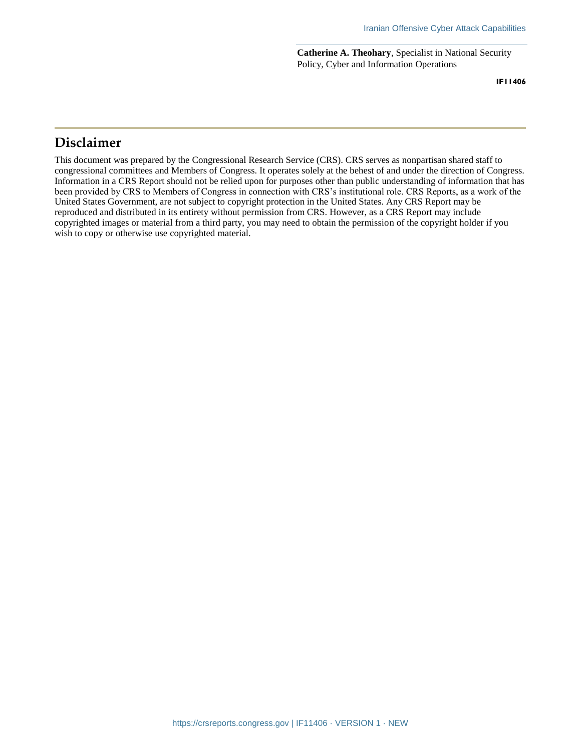**Catherine A. Theohary**, Specialist in National Security Policy, Cyber and Information Operations

IF11406

## Disclaimer

This document was prepared by the Congressional Research Service (CRS). CRS serves as nonpartisan shared staff to congressional committees and Members of Congress. It operates solely at the behest of and under the direction of Congress. Information in a CRS Report should not be relied upon for purposes other than public understanding of information that has been provided by CRS to Members of Congress in connection with CRS's institutional role. CRS Reports, as a work of the United States Government, are not subject to copyright protection in the United States. Any CRS Report may be reproduced and distributed in its entirety without permission from CRS. However, as a CRS Report may include copyrighted images or material from a third party, you may need to obtain the permission of the copyright holder if you wish to copy or otherwise use copyrighted material.